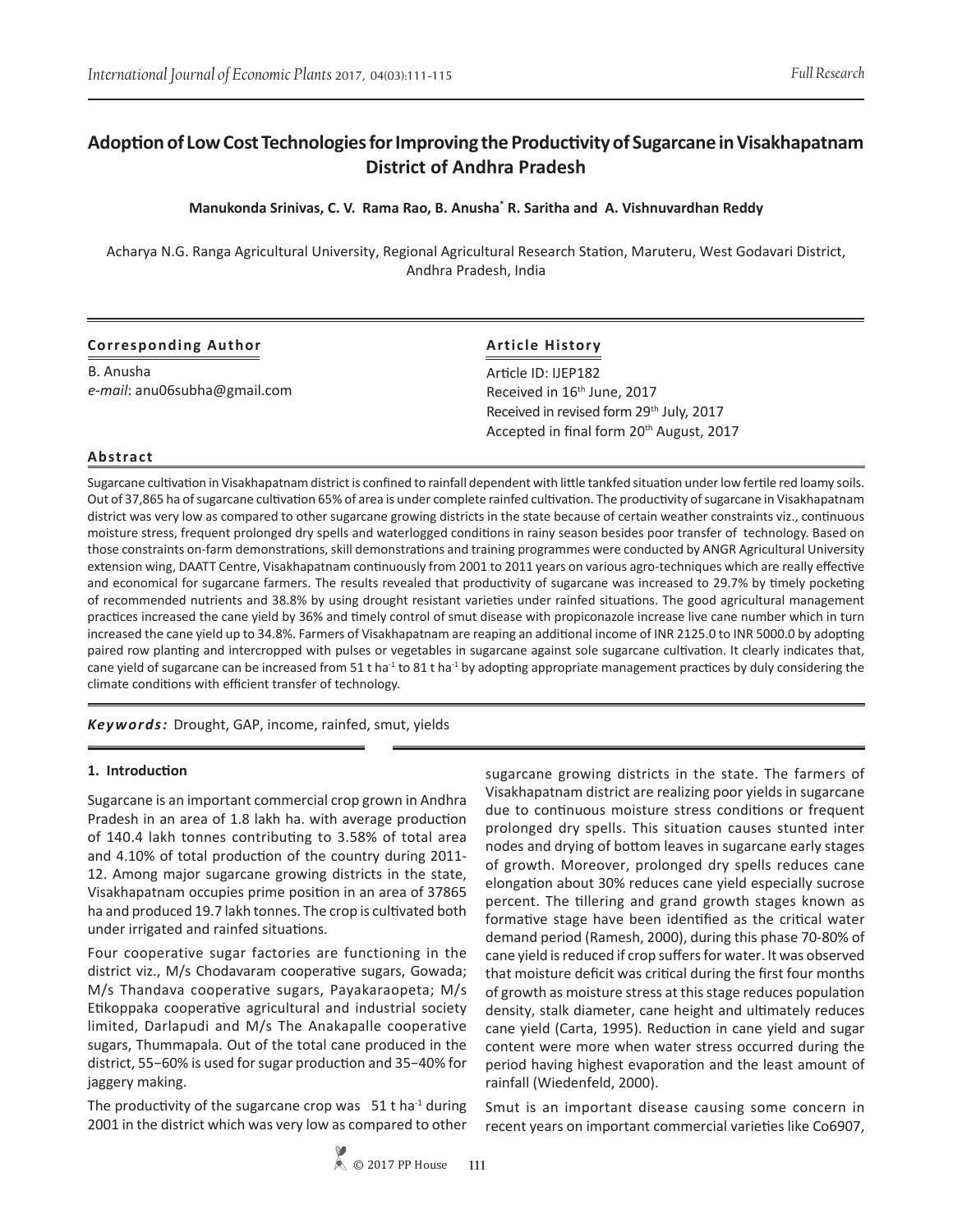# Adoption of Low Cost Technologies for Improving the Productivity of Sugarcane in Visakhapatnam District of Andhra Pradesh

**Manukonda Srinivas, C. V. Rama Rao, B. Anusha[*] R. Saritha and A. Vishnuvardhan Reddy**

Acharya N.G. Ranga Agricultural University, Regional Agricultural Research Station, Maruteru, West Godavari District, Andhra Pradesh, India

**Corresponding Author**

B. Anusha
*e-mail*: anu06subha@gmail.com

**Article History**

Article ID: IJEP182
Received in 16th June, 2017
Received in revised form 29th July, 2017
Accepted in final form 20th August, 2017

## Abstract

Sugarcane cultivation in Visakhapatnam district is confined to rainfall dependent with little tankfed situation under low fertile red loamy soils. Out of 37,865 ha of sugarcane cultivation 65% of area is under complete rainfed cultivation. The productivity of sugarcane in Visakhapatnam district was very low as compared to other sugarcane growing districts in the state because of certain weather constraints viz., continuous moisture stress, frequent prolonged dry spells and waterlogged conditions in rainy season besides poor transfer of technology. Based on those constraints on-farm demonstrations, skill demonstrations and training programmes were conducted by ANGR Agricultural University extension wing, DAATT Centre, Visakhapatnam continuously from 2001 to 2011 years on various agro-techniques which are really effective and economical for sugarcane farmers. The results revealed that productivity of sugarcane was increased to 29.7% by timely pocketing of recommended nutrients and 38.8% by using drought resistant varieties under rainfed situations. The good agricultural management practices increased the cane yield by 36% and timely control of smut disease with propiconazole increase live cane number which in turn increased the cane yield up to 34.8%. Farmers of Visakhapatnam are reaping an additional income of INR 2125.0 to INR 5000.0 by adopting paired row planting and intercropped with pulses or vegetables in sugarcane against sole sugarcane cultivation. It clearly indicates that, cane yield of sugarcane can be increased from 51 t ha$^{-1}$ to 81 t ha$^{-1}$ by adopting appropriate management practices by duly considering the climate conditions with efficient transfer of technology.

***Keywords:*** Drought, GAP, income, rainfed, smut, yields

## 1. Introduction

Sugarcane is an important commercial crop grown in Andhra Pradesh in an area of 1.8 lakh ha. with average production of 140.4 lakh tonnes contributing to 3.58% of total area and 4.10% of total production of the country during 2011-12. Among major sugarcane growing districts in the state, Visakhapatnam occupies prime position in an area of 37865 ha and produced 19.7 lakh tonnes. The crop is cultivated both under irrigated and rainfed situations.

Four cooperative sugar factories are functioning in the district viz., M/s Chodavaram cooperative sugars, Gowada; M/s Thandava cooperative sugars, Payakaraopeta; M/s Etikoppaka cooperative agricultural and industrial society limited, Darlapudi and M/s The Anakapalle cooperative sugars, Thummapala. Out of the total cane produced in the district, 55−60% is used for sugar production and 35−40% for jaggery making.

The productivity of the sugarcane crop was 51 t ha$^{-1}$ during 2001 in the district which was very low as compared to other sugarcane growing districts in the state. The farmers of Visakhapatnam district are realizing poor yields in sugarcane due to continuous moisture stress conditions or frequent prolonged dry spells. This situation causes stunted inter nodes and drying of bottom leaves in sugarcane early stages of growth. Moreover, prolonged dry spells reduces cane elongation about 30% reduces cane yield especially sucrose percent. The tillering and grand growth stages known as formative stage have been identified as the critical water demand period (Ramesh, 2000), during this phase 70-80% of cane yield is reduced if crop suffers for water. It was observed that moisture deficit was critical during the first four months of growth as moisture stress at this stage reduces population density, stalk diameter, cane height and ultimately reduces cane yield (Carta, 1995). Reduction in cane yield and sugar content were more when water stress occurred during the period having highest evaporation and the least amount of rainfall (Wiedenfeld, 2000).

Smut is an important disease causing some concern in recent years on important commercial varieties like Co6907,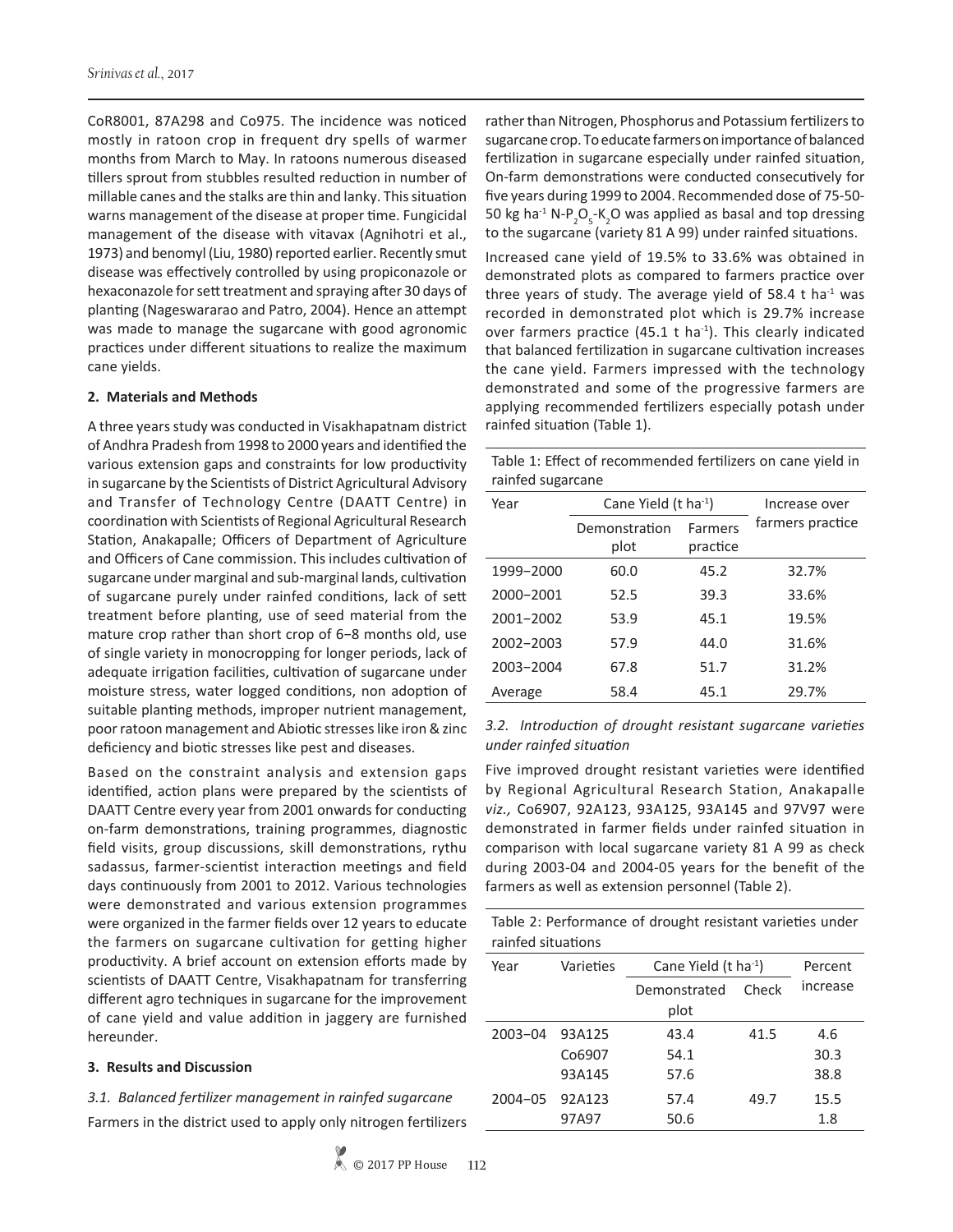CoR8001, 87A298 and Co975. The incidence was noticed mostly in ratoon crop in frequent dry spells of warmer months from March to May. In ratoons numerous diseased tillers sprout from stubbles resulted reduction in number of millable canes and the stalks are thin and lanky. This situation warns management of the disease at proper time. Fungicidal management of the disease with vitavax (Agnihotri et al., 1973) and benomyl (Liu, 1980) reported earlier. Recently smut disease was effectively controlled by using propiconazole or hexaconazole for sett treatment and spraying after 30 days of planting (Nageswararao and Patro, 2004). Hence an attempt was made to manage the sugarcane with good agronomic practices under different situations to realize the maximum cane yields.

## 2. Materials and Methods

A three years study was conducted in Visakhapatnam district of Andhra Pradesh from 1998 to 2000 years and identified the various extension gaps and constraints for low productivity in sugarcane by the Scientists of District Agricultural Advisory and Transfer of Technology Centre (DAATT Centre) in coordination with Scientists of Regional Agricultural Research Station, Anakapalle; Officers of Department of Agriculture and Officers of Cane commission. This includes cultivation of sugarcane under marginal and sub-marginal lands, cultivation of sugarcane purely under rainfed conditions, lack of sett treatment before planting, use of seed material from the mature crop rather than short crop of 6–8 months old, use of single variety in monocropping for longer periods, lack of adequate irrigation facilities, cultivation of sugarcane under moisture stress, water logged conditions, non adoption of suitable planting methods, improper nutrient management, poor ratoon management and Abiotic stresses like iron & zinc deficiency and biotic stresses like pest and diseases.

Based on the constraint analysis and extension gaps identified, action plans were prepared by the scientists of DAATT Centre every year from 2001 onwards for conducting on-farm demonstrations, training programmes, diagnostic field visits, group discussions, skill demonstrations, rythu sadassus, farmer-scientist interaction meetings and field days continuously from 2001 to 2012. Various technologies were demonstrated and various extension programmes were organized in the farmer fields over 12 years to educate the farmers on sugarcane cultivation for getting higher productivity. A brief account on extension efforts made by scientists of DAATT Centre, Visakhapatnam for transferring different agro techniques in sugarcane for the improvement of cane yield and value addition in jaggery are furnished hereunder.

## 3. Results and Discussion

### *3.1. Balanced fertilizer management in rainfed sugarcane*

Farmers in the district used to apply only nitrogen fertilizers rather than Nitrogen, Phosphorus and Potassium fertilizers to sugarcane crop. To educate farmers on importance of balanced fertilization in sugarcane especially under rainfed situation, On-farm demonstrations were conducted consecutively for five years during 1999 to 2004. Recommended dose of 75-50-50 kg ha$^{-1}$ N-$P_2O_5$-$K_2O$ was applied as basal and top dressing to the sugarcane (variety 81 A 99) under rainfed situations.

Increased cane yield of 19.5% to 33.6% was obtained in demonstrated plots as compared to farmers practice over three years of study. The average yield of 58.4 t ha$^{-1}$ was recorded in demonstrated plot which is 29.7% increase over farmers practice (45.1 t ha$^{-1}$). This clearly indicated that balanced fertilization in sugarcane cultivation increases the cane yield. Farmers impressed with the technology demonstrated and some of the progressive farmers are applying recommended fertilizers especially potash under rainfed situation (Table 1).

Table 1: Effect of recommended fertilizers on cane yield in rainfed sugarcane

| Year | Cane Yield (t ha$^{-1}$) | | Increase over farmers practice |
|---|---|---|---|
| | Demonstration plot | Farmers practice | |
| 1999–2000 | 60.0 | 45.2 | 32.7% |
| 2000–2001 | 52.5 | 39.3 | 33.6% |
| 2001–2002 | 53.9 | 45.1 | 19.5% |
| 2002–2003 | 57.9 | 44.0 | 31.6% |
| 2003–2004 | 67.8 | 51.7 | 31.2% |
| Average | 58.4 | 45.1 | 29.7% |

### *3.2. Introduction of drought resistant sugarcane varieties under rainfed situation*

Five improved drought resistant varieties were identified by Regional Agricultural Research Station, Anakapalle *viz.,* Co6907, 92A123, 93A125, 93A145 and 97V97 were demonstrated in farmer fields under rainfed situation in comparison with local sugarcane variety 81 A 99 as check during 2003-04 and 2004-05 years for the benefit of the farmers as well as extension personnel (Table 2).

Table 2: Performance of drought resistant varieties under rainfed situations

| Year | Varieties | Cane Yield (t ha$^{-1}$) | | Percent increase |
|---|---|---|---|---|
| | | Demonstrated plot | Check | |
| 2003–04 | 93A125 | 43.4 | 41.5 | 4.6 |
| | Co6907 | 54.1 | | 30.3 |
| | 93A145 | 57.6 | | 38.8 |
| 2004–05 | 92A123 | 57.4 | 49.7 | 15.5 |
| | 97A97 | 50.6 | | 1.8 |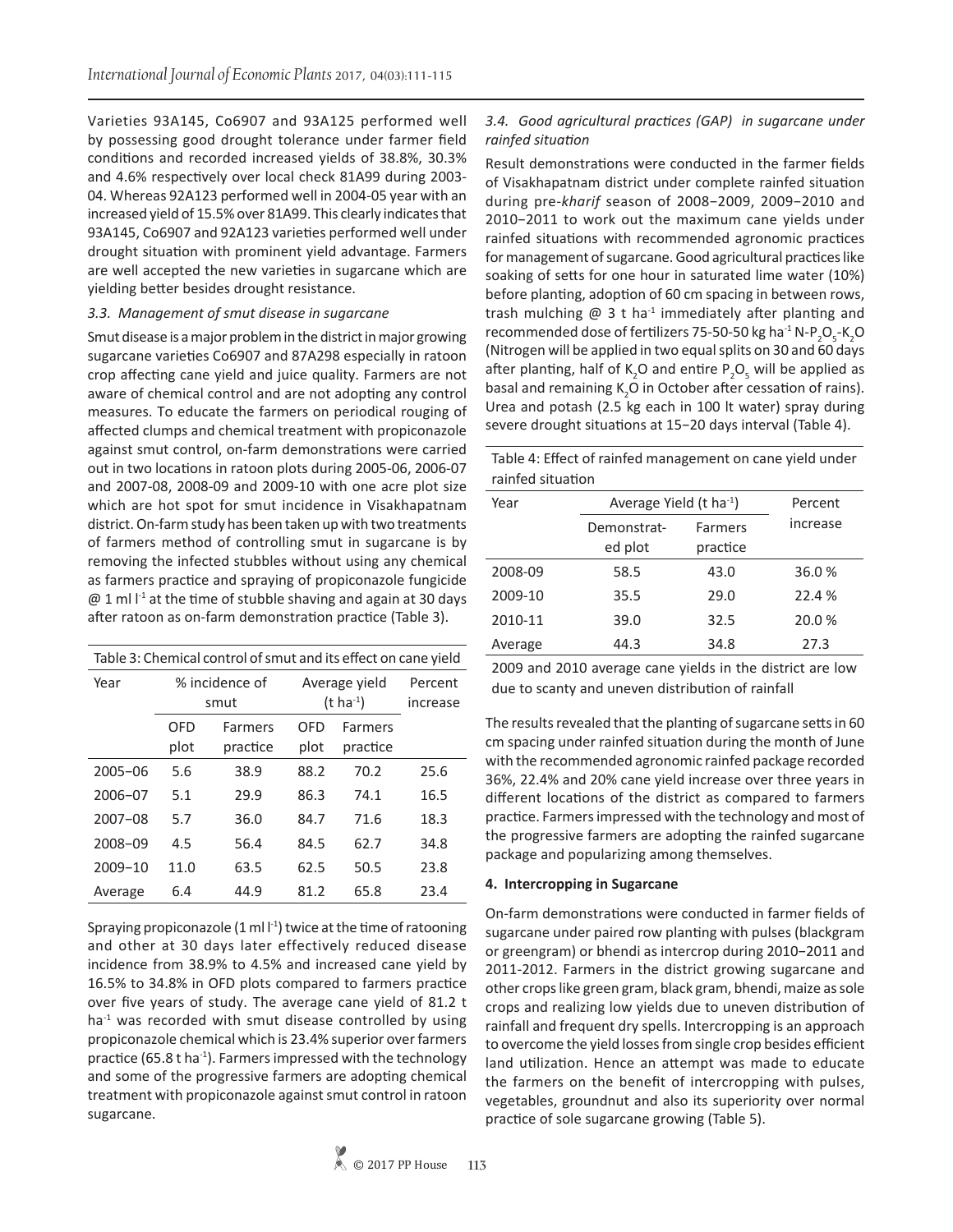Varieties 93A145, Co6907 and 93A125 performed well by possessing good drought tolerance under farmer field conditions and recorded increased yields of 38.8%, 30.3% and 4.6% respectively over local check 81A99 during 2003-04. Whereas 92A123 performed well in 2004-05 year with an increased yield of 15.5% over 81A99. This clearly indicates that 93A145, Co6907 and 92A123 varieties performed well under drought situation with prominent yield advantage. Farmers are well accepted the new varieties in sugarcane which are yielding better besides drought resistance.

### *3.3. Management of smut disease in sugarcane*

Smut disease is a major problem in the district in major growing sugarcane varieties Co6907 and 87A298 especially in ratoon crop affecting cane yield and juice quality. Farmers are not aware of chemical control and are not adopting any control measures. To educate the farmers on periodical rouging of affected clumps and chemical treatment with propiconazole against smut control, on-farm demonstrations were carried out in two locations in ratoon plots during 2005-06, 2006-07 and 2007-08, 2008-09 and 2009-10 with one acre plot size which are hot spot for smut incidence in Visakhapatnam district. On-farm study has been taken up with two treatments of farmers method of controlling smut in sugarcane is by removing the infected stubbles without using any chemical as farmers practice and spraying of propiconazole fungicide @ 1 ml $l^{-1}$ at the time of stubble shaving and again at 30 days after ratoon as on-farm demonstration practice (Table 3).

Table 3: Chemical control of smut and its effect on cane yield

| Year | % incidence of smut | | Average yield (t $ha^{-1}$) | | Percent increase |
|---|---|---|---|---|---|
| | OFD plot | Farmers practice | OFD plot | Farmers practice | |
| 2005–06 | 5.6 | 38.9 | 88.2 | 70.2 | 25.6 |
| 2006–07 | 5.1 | 29.9 | 86.3 | 74.1 | 16.5 |
| 2007–08 | 5.7 | 36.0 | 84.7 | 71.6 | 18.3 |
| 2008–09 | 4.5 | 56.4 | 84.5 | 62.7 | 34.8 |
| 2009–10 | 11.0 | 63.5 | 62.5 | 50.5 | 23.8 |
| Average | 6.4 | 44.9 | 81.2 | 65.8 | 23.4 |

Spraying propiconazole (1 ml $l^{-1}$) twice at the time of ratooning and other at 30 days later effectively reduced disease incidence from 38.9% to 4.5% and increased cane yield by 16.5% to 34.8% in OFD plots compared to farmers practice over five years of study. The average cane yield of 81.2 t $ha^{-1}$ was recorded with smut disease controlled by using propiconazole chemical which is 23.4% superior over farmers practice (65.8 t $ha^{-1}$). Farmers impressed with the technology and some of the progressive farmers are adopting chemical treatment with propiconazole against smut control in ratoon sugarcane.

### *3.4. Good agricultural practices (GAP) in sugarcane under rainfed situation*

Result demonstrations were conducted in the farmer fields of Visakhapatnam district under complete rainfed situation during pre-*kharif* season of 2008−2009, 2009−2010 and 2010−2011 to work out the maximum cane yields under rainfed situations with recommended agronomic practices for management of sugarcane. Good agricultural practices like soaking of setts for one hour in saturated lime water (10%) before planting, adoption of 60 cm spacing in between rows, trash mulching @ 3 t $ha^{-1}$ immediately after planting and recommended dose of fertilizers 75-50-50 kg $ha^{-1}$ N-$P_2O_5$-$K_2O$ (Nitrogen will be applied in two equal splits on 30 and 60 days after planting, half of $K_2O$ and entire $P_2O_5$ will be applied as basal and remaining $K_2O$ in October after cessation of rains). Urea and potash (2.5 kg each in 100 lt water) spray during severe drought situations at 15−20 days interval (Table 4).

Table 4: Effect of rainfed management on cane yield under rainfed situation

| Year | Average Yield (t $ha^{-1}$) | | Percent increase |
|---|---|---|---|
| | Demonstrated plot | Farmers practice | |
| 2008-09 | 58.5 | 43.0 | 36.0 % |
| 2009-10 | 35.5 | 29.0 | 22.4 % |
| 2010-11 | 39.0 | 32.5 | 20.0 % |
| Average | 44.3 | 34.8 | 27.3 |

2009 and 2010 average cane yields in the district are low due to scanty and uneven distribution of rainfall

The results revealed that the planting of sugarcane setts in 60 cm spacing under rainfed situation during the month of June with the recommended agronomic rainfed package recorded 36%, 22.4% and 20% cane yield increase over three years in different locations of the district as compared to farmers practice. Farmers impressed with the technology and most of the progressive farmers are adopting the rainfed sugarcane package and popularizing among themselves.

## 4. Intercropping in Sugarcane

On-farm demonstrations were conducted in farmer fields of sugarcane under paired row planting with pulses (blackgram or greengram) or bhendi as intercrop during 2010−2011 and 2011-2012. Farmers in the district growing sugarcane and other crops like green gram, black gram, bhendi, maize as sole crops and realizing low yields due to uneven distribution of rainfall and frequent dry spells. Intercropping is an approach to overcome the yield losses from single crop besides efficient land utilization. Hence an attempt was made to educate the farmers on the benefit of intercropping with pulses, vegetables, groundnut and also its superiority over normal practice of sole sugarcane growing (Table 5).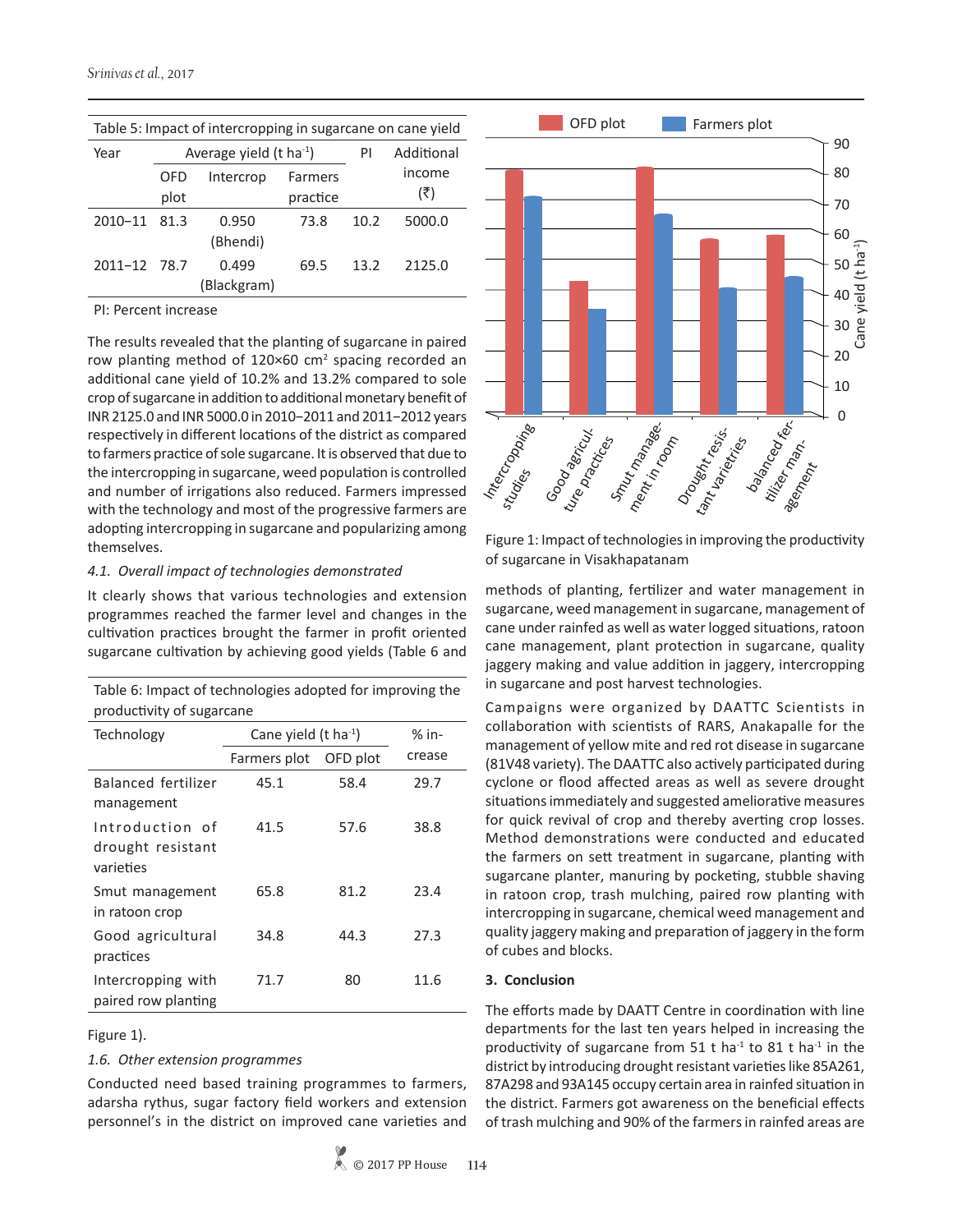Table 5: Impact of intercropping in sugarcane on cane yield

| Year | Average yield (t ha$^{-1}$) | | | PI | Additional income (₹) |
|---|---|---|---|---|---|
| | OFD plot | Intercrop | Farmers practice | | |
| 2010–11 | 81.3 | 0.950 (Bhendi) | 73.8 | 10.2 | 5000.0 |
| 2011–12 | 78.7 | 0.499 (Blackgram) | 69.5 | 13.2 | 2125.0 |

PI: Percent increase

The results revealed that the planting of sugarcane in paired row planting method of 120×60 cm$^2$ spacing recorded an additional cane yield of 10.2% and 13.2% compared to sole crop of sugarcane in addition to additional monetary benefit of INR 2125.0 and INR 5000.0 in 2010–2011 and 2011–2012 years respectively in different locations of the district as compared to farmers practice of sole sugarcane. It is observed that due to the intercropping in sugarcane, weed population is controlled and number of irrigations also reduced. Farmers impressed with the technology and most of the progressive farmers are adopting intercropping in sugarcane and popularizing among themselves.

*4.1. Overall impact of technologies demonstrated*

It clearly shows that various technologies and extension programmes reached the farmer level and changes in the cultivation practices brought the farmer in profit oriented sugarcane cultivation by achieving good yields (Table 6 and Figure 1).

Table 6: Impact of technologies adopted for improving the productivity of sugarcane

| Technology | Cane yield (t ha$^{-1}$) | | % increase |
|---|---|---|---|
| | Farmers plot | OFD plot | |
| Balanced fertilizer management | 45.1 | 58.4 | 29.7 |
| Introduction of drought resistant varieties | 41.5 | 57.6 | 38.8 |
| Smut management in ratoon crop | 65.8 | 81.2 | 23.4 |
| Good agricultural practices | 34.8 | 44.3 | 27.3 |
| Intercropping with paired row planting | 71.7 | 80 | 11.6 |

Figure 1: Impact of technologies in improving the productivity of sugarcane in Visakhapatanam

*1.6. Other extension programmes*

Conducted need based training programmes to farmers, adarsha rythus, sugar factory field workers and extension personnel's in the district on improved cane varieties and methods of planting, fertilizer and water management in sugarcane, weed management in sugarcane, management of cane under rainfed as well as water logged situations, ratoon cane management, plant protection in sugarcane, quality jaggery making and value addition in jaggery, intercropping in sugarcane and post harvest technologies.

Campaigns were organized by DAATTC Scientists in collaboration with scientists of RARS, Anakapalle for the management of yellow mite and red rot disease in sugarcane (81V48 variety). The DAATTC also actively participated during cyclone or flood affected areas as well as severe drought situations immediately and suggested ameliorative measures for quick revival of crop and thereby averting crop losses. Method demonstrations were conducted and educated the farmers on sett treatment in sugarcane, planting with sugarcane planter, manuring by pocketing, stubble shaving in ratoon crop, trash mulching, paired row planting with intercropping in sugarcane, chemical weed management and quality jaggery making and preparation of jaggery in the form of cubes and blocks.

## 3. Conclusion

The efforts made by DAATT Centre in coordination with line departments for the last ten years helped in increasing the productivity of sugarcane from 51 t ha$^{-1}$ to 81 t ha$^{-1}$ in the district by introducing drought resistant varieties like 85A261, 87A298 and 93A145 occupy certain area in rainfed situation in the district. Farmers got awareness on the beneficial effects of trash mulching and 90% of the farmers in rainfed areas are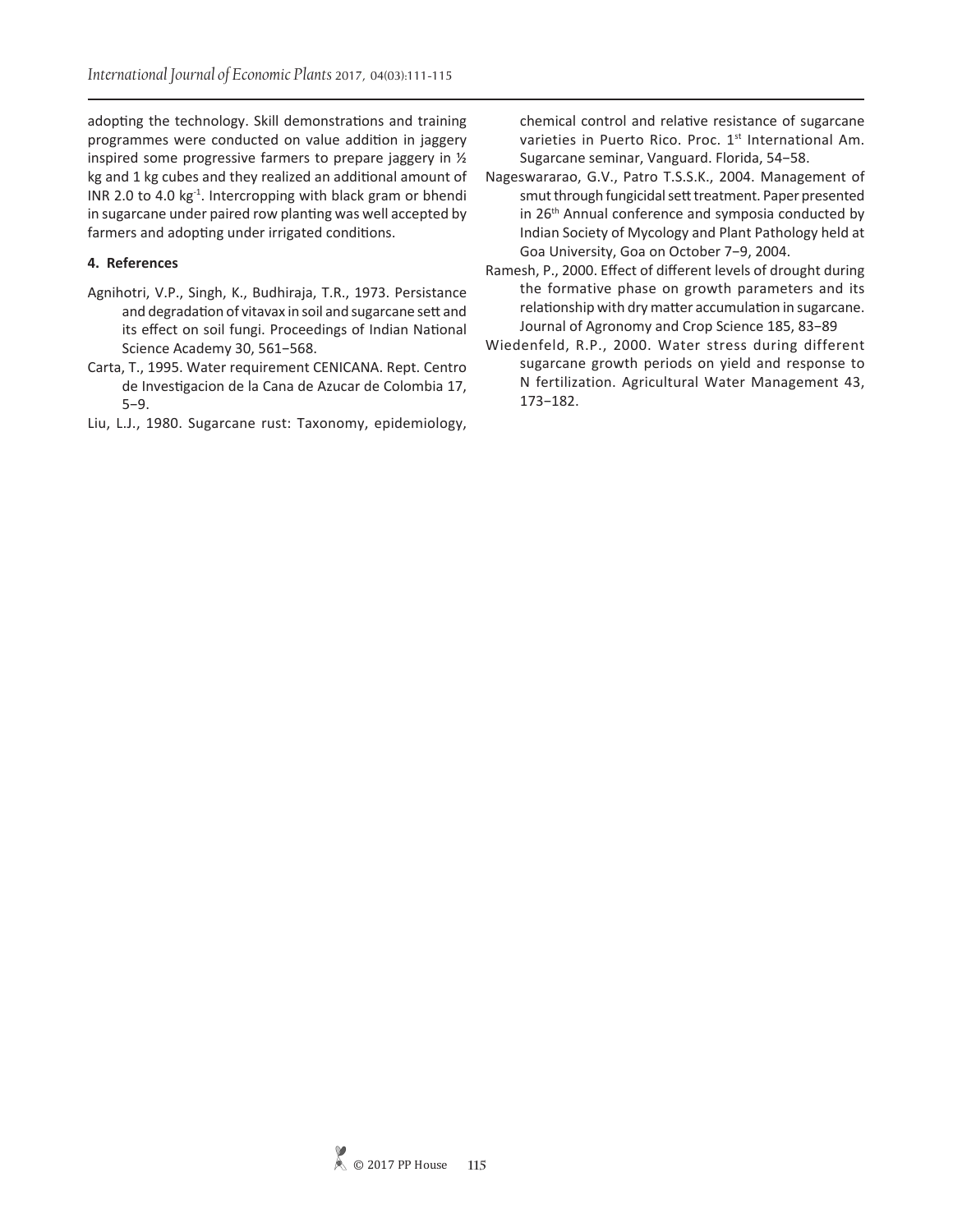adopting the technology. Skill demonstrations and training programmes were conducted on value addition in jaggery inspired some progressive farmers to prepare jaggery in ½ kg and 1 kg cubes and they realized an additional amount of INR 2.0 to 4.0 $kg^{-1}$. Intercropping with black gram or bhendi in sugarcane under paired row planting was well accepted by farmers and adopting under irrigated conditions.

## 4. References

Agnihotri, V.P., Singh, K., Budhiraja, T.R., 1973. Persistance and degradation of vitavax in soil and sugarcane sett and its effect on soil fungi. Proceedings of Indian National Science Academy 30, 561−568.

Carta, T., 1995. Water requirement CENICANA. Rept. Centro de Investigacion de la Cana de Azucar de Colombia 17, 5−9.

Liu, L.J., 1980. Sugarcane rust: Taxonomy, epidemiology, chemical control and relative resistance of sugarcane varieties in Puerto Rico. Proc. 1st International Am. Sugarcane seminar, Vanguard. Florida, 54−58.

Nageswararao, G.V., Patro T.S.S.K., 2004. Management of smut through fungicidal sett treatment. Paper presented in 26th Annual conference and symposia conducted by Indian Society of Mycology and Plant Pathology held at Goa University, Goa on October 7−9, 2004.

Ramesh, P., 2000. Effect of different levels of drought during the formative phase on growth parameters and its relationship with dry matter accumulation in sugarcane. Journal of Agronomy and Crop Science 185, 83−89

Wiedenfeld, R.P., 2000. Water stress during different sugarcane growth periods on yield and response to N fertilization. Agricultural Water Management 43, 173−182.